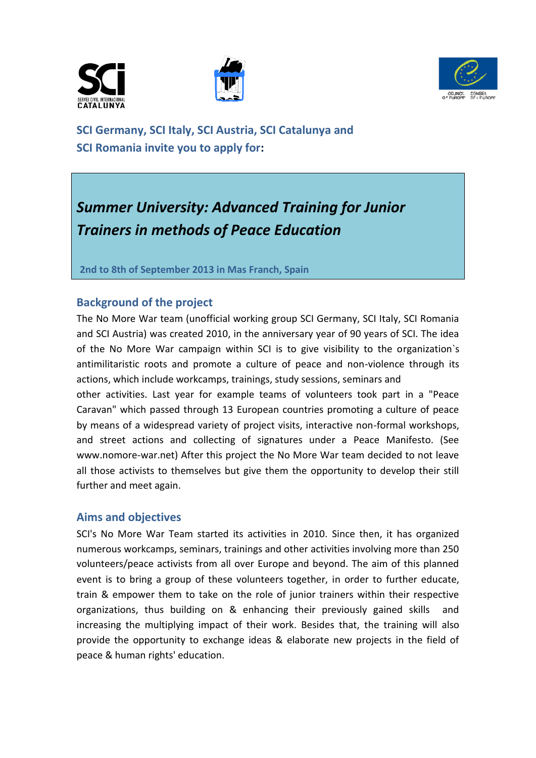**SCI Germany, SCI Italy, SCI Austria, SCI Catalunya and SCI Romania invite you to apply for:**

# *Summer University: Advanced Training for Junior Trainers in methods of Peace Education*

**2nd to 8th of September 2013 in Mas Franch, Spain**

## Background of the project

The No More War team (unofficial working group SCI Germany, SCI Italy, SCI Romania and SCI Austria) was created 2010, in the anniversary year of 90 years of SCI. The idea of the No More War campaign within SCI is to give visibility to the organization`s antimilitaristic roots and promote a culture of peace and non-violence through its actions, which include workcamps, trainings, study sessions, seminars and other activities. Last year for example teams of volunteers took part in a "Peace Caravan" which passed through 13 European countries promoting a culture of peace by means of a widespread variety of project visits, interactive non-formal workshops, and street actions and collecting of signatures under a Peace Manifesto. (See www.nomore-war.net) After this project the No More War team decided to not leave all those activists to themselves but give them the opportunity to develop their still further and meet again.

## Aims and objectives

SCI's No More War Team started its activities in 2010. Since then, it has organized numerous workcamps, seminars, trainings and other activities involving more than 250 volunteers/peace activists from all over Europe and beyond. The aim of this planned event is to bring a group of these volunteers together, in order to further educate, train & empower them to take on the role of junior trainers within their respective organizations, thus building on & enhancing their previously gained skills and increasing the multiplying impact of their work. Besides that, the training will also provide the opportunity to exchange ideas & elaborate new projects in the field of peace & human rights' education.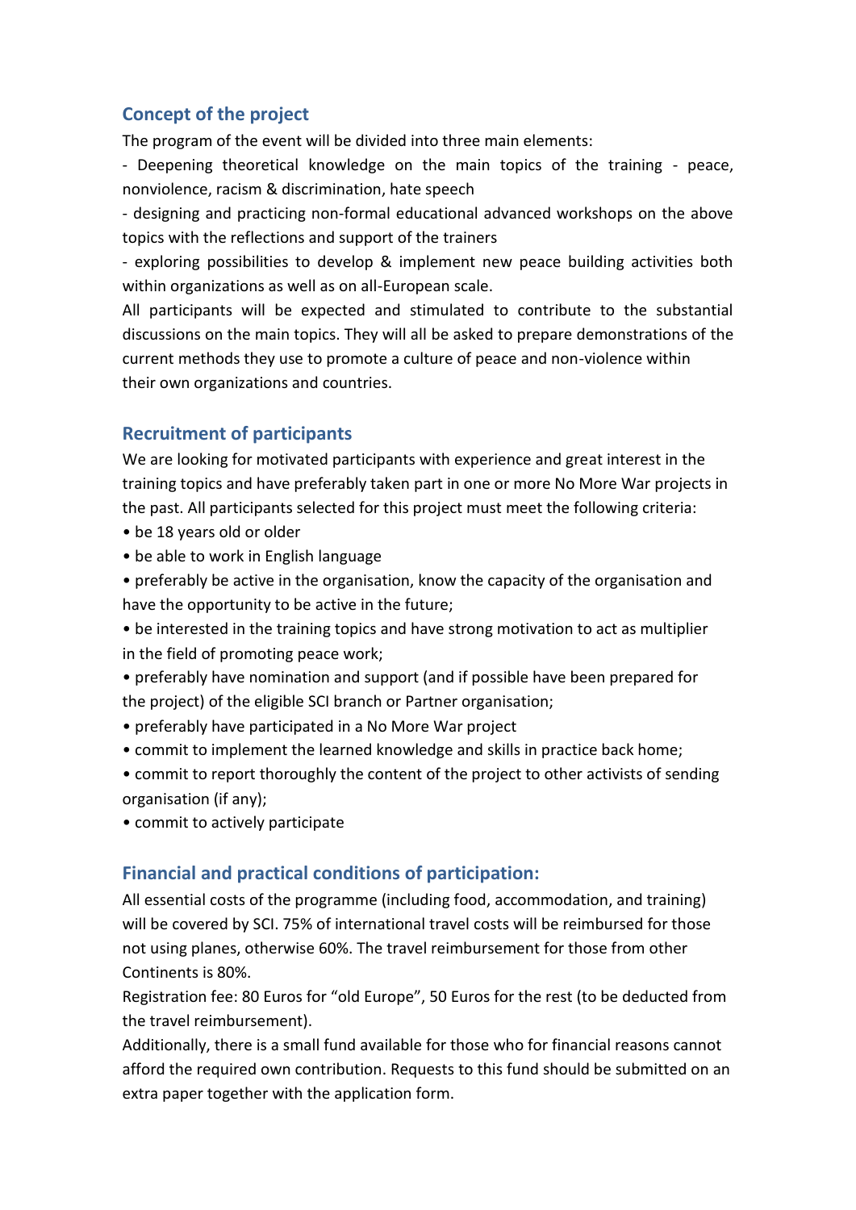## Concept of the project

The program of the event will be divided into three main elements:

- Deepening theoretical knowledge on the main topics of the training - peace, nonviolence, racism & discrimination, hate speech
- designing and practicing non-formal educational advanced workshops on the above topics with the reflections and support of the trainers
- exploring possibilities to develop & implement new peace building activities both within organizations as well as on all-European scale.

All participants will be expected and stimulated to contribute to the substantial discussions on the main topics. They will all be asked to prepare demonstrations of the current methods they use to promote a culture of peace and non-violence within their own organizations and countries.

## Recruitment of participants

We are looking for motivated participants with experience and great interest in the training topics and have preferably taken part in one or more No More War projects in the past. All participants selected for this project must meet the following criteria:

- be 18 years old or older
- be able to work in English language
- preferably be active in the organisation, know the capacity of the organisation and have the opportunity to be active in the future;
- be interested in the training topics and have strong motivation to act as multiplier in the field of promoting peace work;
- preferably have nomination and support (and if possible have been prepared for the project) of the eligible SCI branch or Partner organisation;
- preferably have participated in a No More War project
- commit to implement the learned knowledge and skills in practice back home;
- commit to report thoroughly the content of the project to other activists of sending organisation (if any);
- commit to actively participate

## Financial and practical conditions of participation:

All essential costs of the programme (including food, accommodation, and training) will be covered by SCI. 75% of international travel costs will be reimbursed for those not using planes, otherwise 60%. The travel reimbursement for those from other Continents is 80%.

Registration fee: 80 Euros for "old Europe", 50 Euros for the rest (to be deducted from the travel reimbursement).

Additionally, there is a small fund available for those who for financial reasons cannot afford the required own contribution. Requests to this fund should be submitted on an extra paper together with the application form.